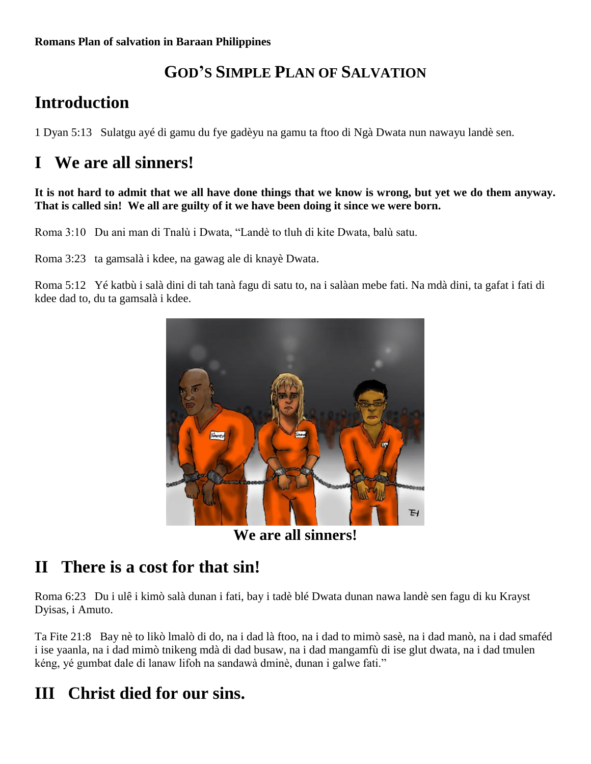**Romans Plan of salvation in Baraan Philippines**

## GOD'S SIMPLE PLAN OF SALVATION

# Introduction

1 Dyan 5:13   Sulatgu ayé di gamu du fye gadèyu na gamu ta ftoo di Ngà Dwata nun nawayu landè sen.

# I   We are all sinners!

**It is not hard to admit that we all have done things that we know is wrong, but yet we do them anyway. That is called sin!  We all are guilty of it we have been doing it since we were born.**

Roma 3:10   Du ani man di Tnalù i Dwata, "Landè to tluh di kite Dwata, balù satu.

Roma 3:23   ta gamsalà i kdee, na gawag ale di knayè Dwata.

Roma 5:12   Yé katbù i salà dini di tah tanà fagu di satu to, na i salàan mebe fati. Na mdà dini, ta gafat i fati di kdee dad to, du ta gamsalà i kdee.

**We are all sinners!**

# II   There is a cost for that sin!

Roma 6:23   Du i ulê i kimò salà dunan i fati, bay i tadè blé Dwata dunan nawa landè sen fagu di ku Krayst Dyisas, i Amuto.

Ta Fite 21:8   Bay nè to likò lmalò di do, na i dad là ftoo, na i dad to mimò sasè, na i dad manò, na i dad smaféd i ise yaanla, na i dad mimò tnikeng mdà di dad busaw, na i dad mangamfù di ise glut dwata, na i dad tmulen kéng, yé gumbat dale di lanaw lifoh na sandawà dminè, dunan i galwe fati."

# III   Christ died for our sins.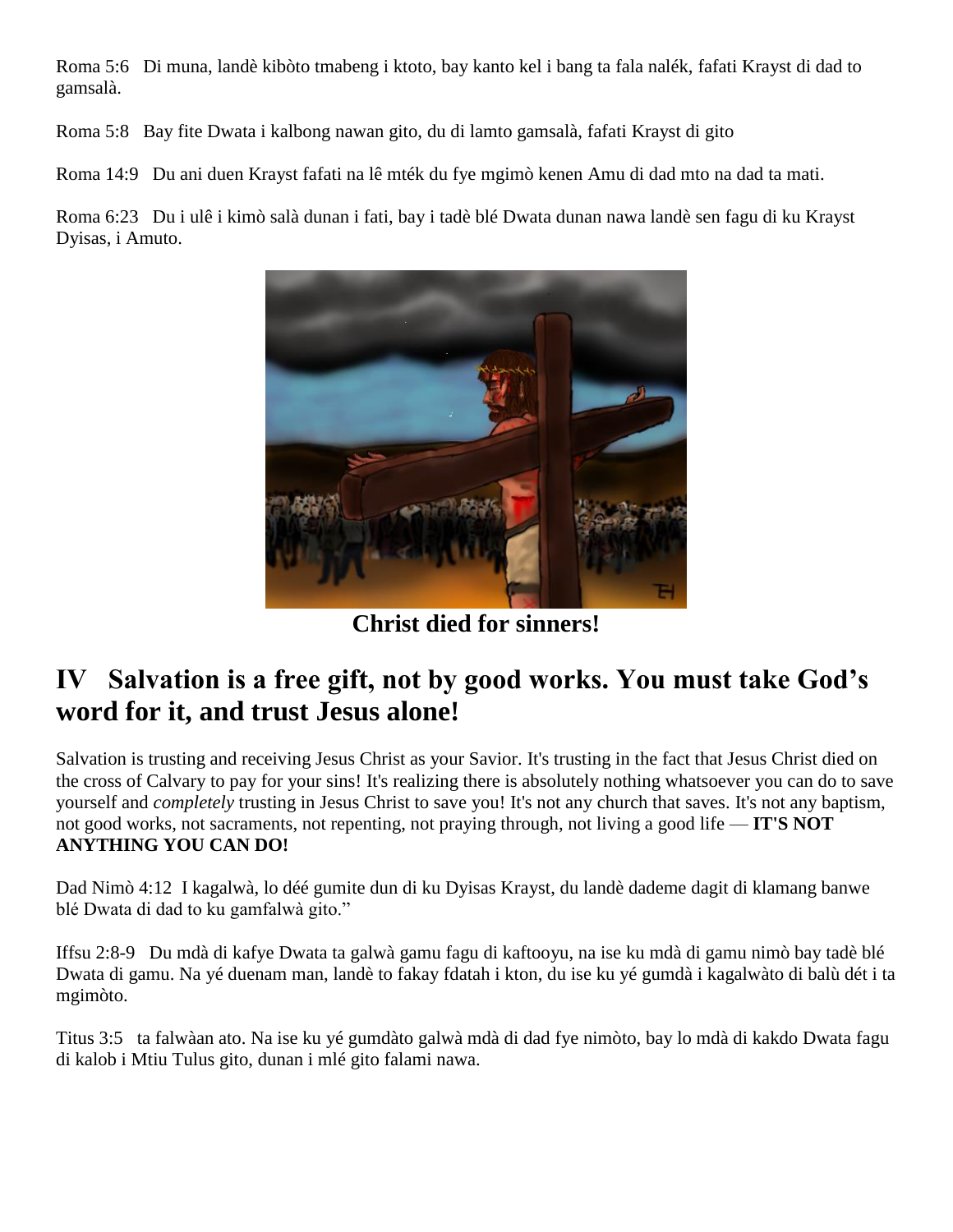Roma 5:6 Di muna, landè kibòto tmabeng i ktoto, bay kanto kel i bang ta fala nalék, fafati Krayst di dad to gamsalà.

Roma 5:8 Bay fite Dwata i kalbong nawan gito, du di lamto gamsalà, fafati Krayst di gito

Roma 14:9 Du ani duen Krayst fafati na lê mték du fye mgimò kenen Amu di dad mto na dad ta mati.

Roma 6:23 Du i ulê i kimò salà dunan i fati, bay i tadè blé Dwata dunan nawa landè sen fagu di ku Krayst Dyisas, i Amuto.

**Christ died for sinners!**

## IV Salvation is a free gift, not by good works. You must take God's word for it, and trust Jesus alone!

Salvation is trusting and receiving Jesus Christ as your Savior. It's trusting in the fact that Jesus Christ died on the cross of Calvary to pay for your sins! It's realizing there is absolutely nothing whatsoever you can do to save yourself and *completely* trusting in Jesus Christ to save you! It's not any church that saves. It's not any baptism, not good works, not sacraments, not repenting, not praying through, not living a good life — **IT'S NOT ANYTHING YOU CAN DO!**

Dad Nimò 4:12 I kagalwà, lo déé gumite dun di ku Dyisas Krayst, du landè dademe dagit di klamang banwe blé Dwata di dad to ku gamfalwà gito."

Iffsu 2:8-9 Du mdà di kafye Dwata ta galwà gamu fagu di kaftooyu, na ise ku mdà di gamu nimò bay tadè blé Dwata di gamu. Na yé duenam man, landè to fakay fdatah i kton, du ise ku yé gumdà i kagalwàto di balù dét i ta mgimòto.

Titus 3:5 ta falwàan ato. Na ise ku yé gumdàto galwà mdà di dad fye nimòto, bay lo mdà di kakdo Dwata fagu di kalob i Mtiu Tulus gito, dunan i mlé gito falami nawa.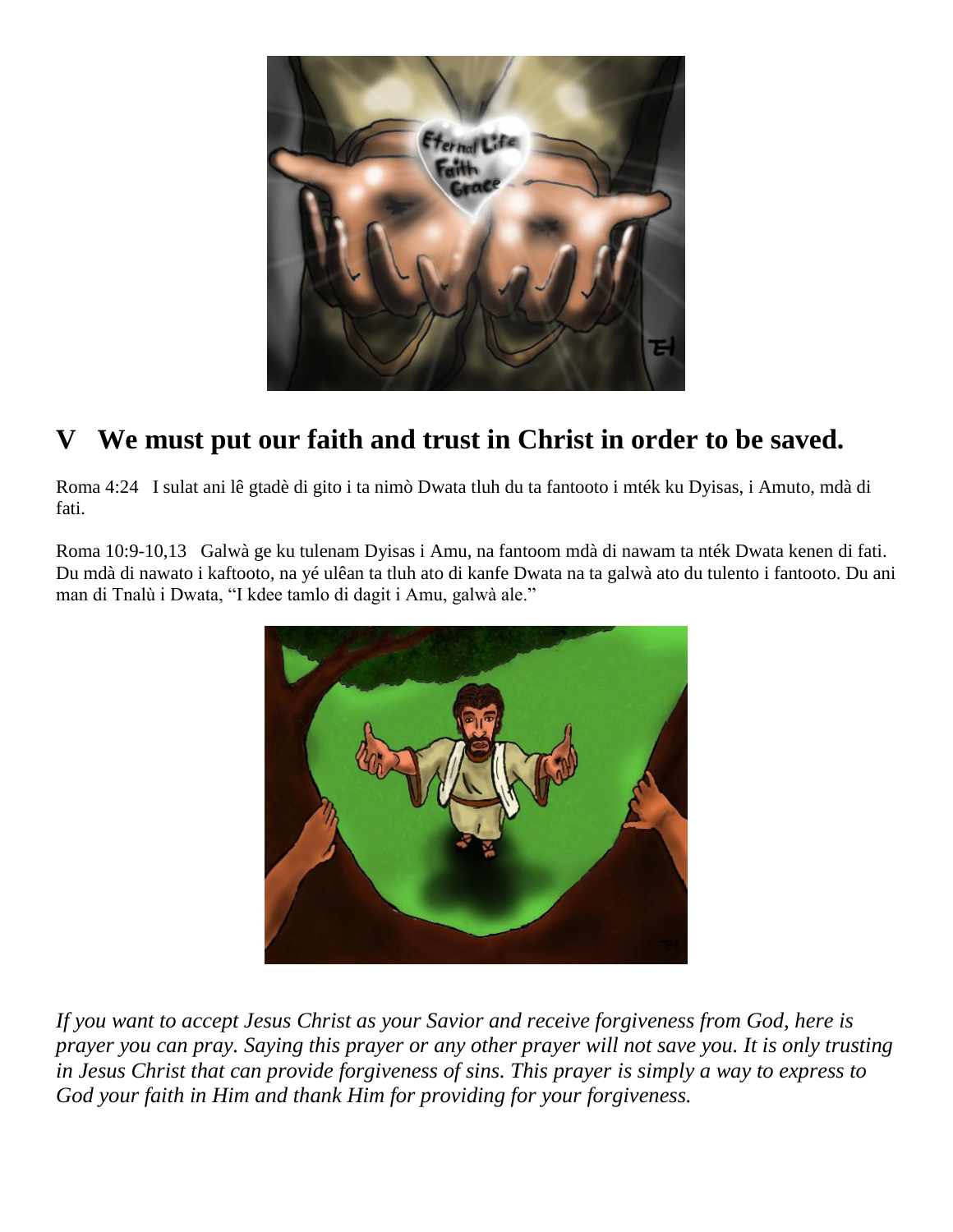## V We must put our faith and trust in Christ in order to be saved.

Roma 4:24 I sulat ani lê gtadè di gito i ta nimò Dwata tluh du ta fantooto i mték ku Dyisas, i Amuto, mdà di fati.

Roma 10:9-10,13 Galwà ge ku tulenam Dyisas i Amu, na fantoom mdà di nawam ta nték Dwata kenen di fati. Du mdà di nawato i kaftooto, na yé ulêan ta tluh ato di kanfe Dwata na ta galwà ato du tulento i fantooto. Du ani man di Tnalù i Dwata, "I kdee tamlo di dagit i Amu, galwà ale."

*If you want to accept Jesus Christ as your Savior and receive forgiveness from God, here is prayer you can pray. Saying this prayer or any other prayer will not save you. It is only trusting in Jesus Christ that can provide forgiveness of sins. This prayer is simply a way to express to God your faith in Him and thank Him for providing for your forgiveness.*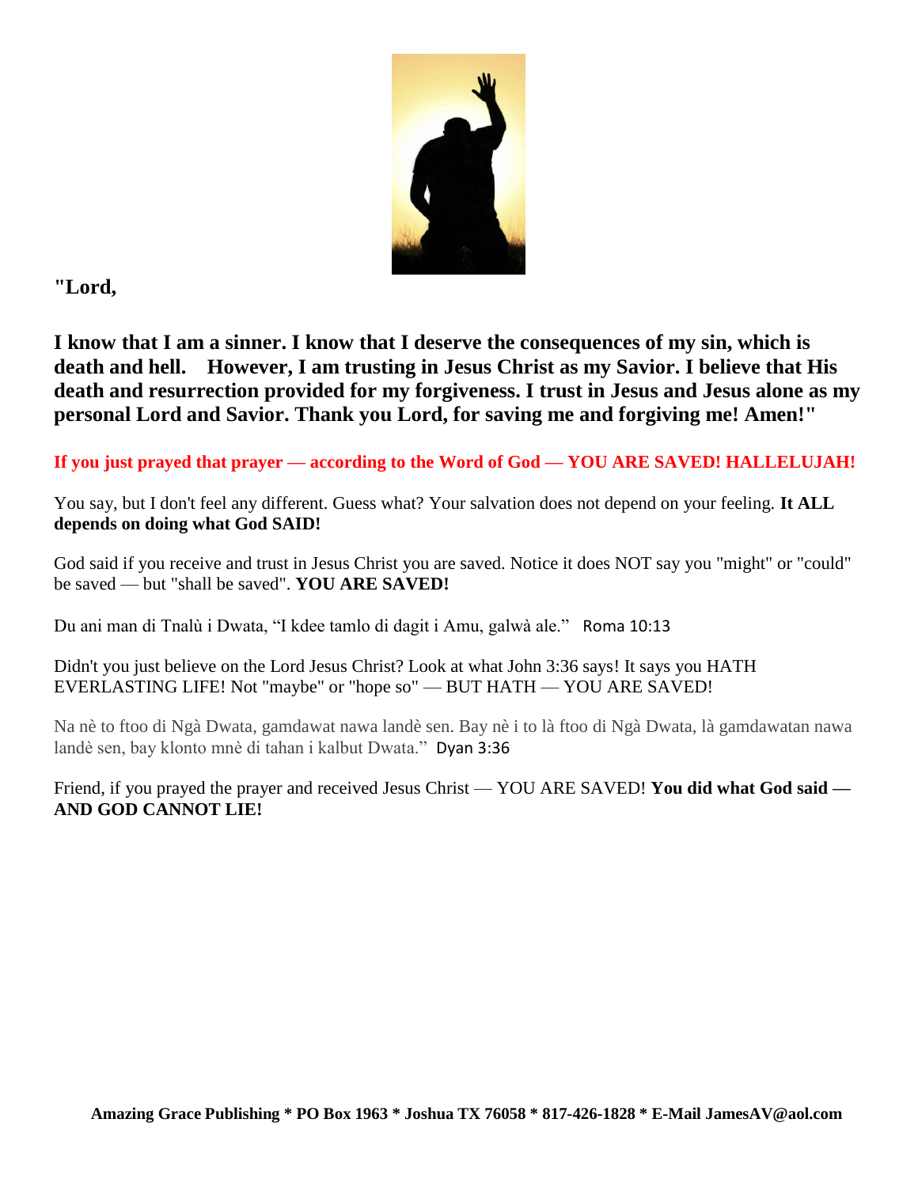**"Lord,**

**I know that I am a sinner. I know that I deserve the consequences of my sin, which is death and hell. However, I am trusting in Jesus Christ as my Savior. I believe that His death and resurrection provided for my forgiveness. I trust in Jesus and Jesus alone as my personal Lord and Savior. Thank you Lord, for saving me and forgiving me! Amen!"**

**If you just prayed that prayer — according to the Word of God — YOU ARE SAVED! HALLELUJAH!**

You say, but I don't feel any different. Guess what? Your salvation does not depend on your feeling. **It ALL depends on doing what God SAID!**

God said if you receive and trust in Jesus Christ you are saved. Notice it does NOT say you "might" or "could" be saved — but "shall be saved". **YOU ARE SAVED!**

Du ani man di Tnalù i Dwata, "I kdee tamlo di dagit i Amu, galwà ale." Roma 10:13

Didn't you just believe on the Lord Jesus Christ? Look at what John 3:36 says! It says you HATH EVERLASTING LIFE! Not "maybe" or "hope so" — BUT HATH — YOU ARE SAVED!

Na nè to ftoo di Ngà Dwata, gamdawat nawa landè sen. Bay nè i to là ftoo di Ngà Dwata, là gamdawatan nawa landè sen, bay klonto mnè di tahan i kalbut Dwata." Dyan 3:36

Friend, if you prayed the prayer and received Jesus Christ — YOU ARE SAVED! **You did what God said — AND GOD CANNOT LIE!**

**Amazing Grace Publishing * PO Box 1963 * Joshua TX 76058 * 817-426-1828 * E-Mail JamesAV@aol.com**